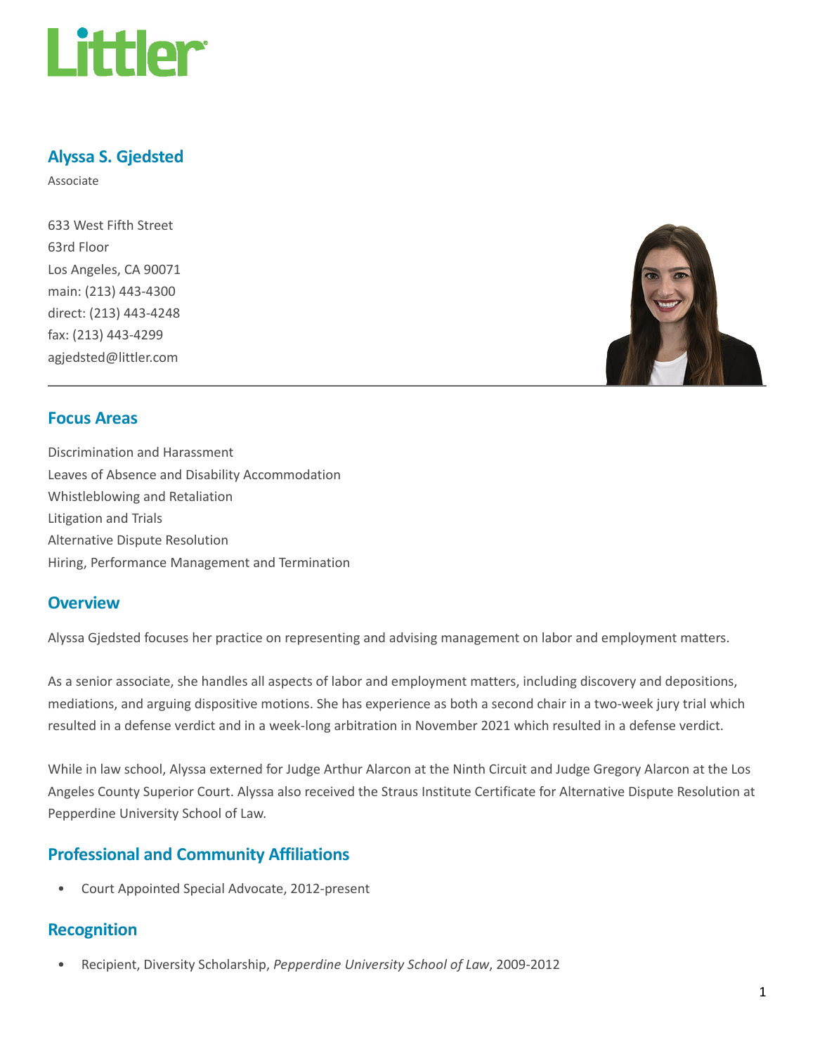Littler

# Alyssa S. Gjedsted

Associate

633 West Fifth Street
63rd Floor
Los Angeles, CA 90071
main: (213) 443-4300
direct: (213) 443-4248
fax: (213) 443-4299
agjedsted@littler.com

## Focus Areas

Discrimination and Harassment
Leaves of Absence and Disability Accommodation
Whistleblowing and Retaliation
Litigation and Trials
Alternative Dispute Resolution
Hiring, Performance Management and Termination

## Overview

Alyssa Gjedsted focuses her practice on representing and advising management on labor and employment matters.

As a senior associate, she handles all aspects of labor and employment matters, including discovery and depositions, mediations, and arguing dispositive motions. She has experience as both a second chair in a two-week jury trial which resulted in a defense verdict and in a week-long arbitration in November 2021 which resulted in a defense verdict.

While in law school, Alyssa externed for Judge Arthur Alarcon at the Ninth Circuit and Judge Gregory Alarcon at the Los Angeles County Superior Court. Alyssa also received the Straus Institute Certificate for Alternative Dispute Resolution at Pepperdine University School of Law.

## Professional and Community Affiliations

- Court Appointed Special Advocate, 2012-present

## Recognition

- Recipient, Diversity Scholarship, *Pepperdine University School of Law*, 2009-2012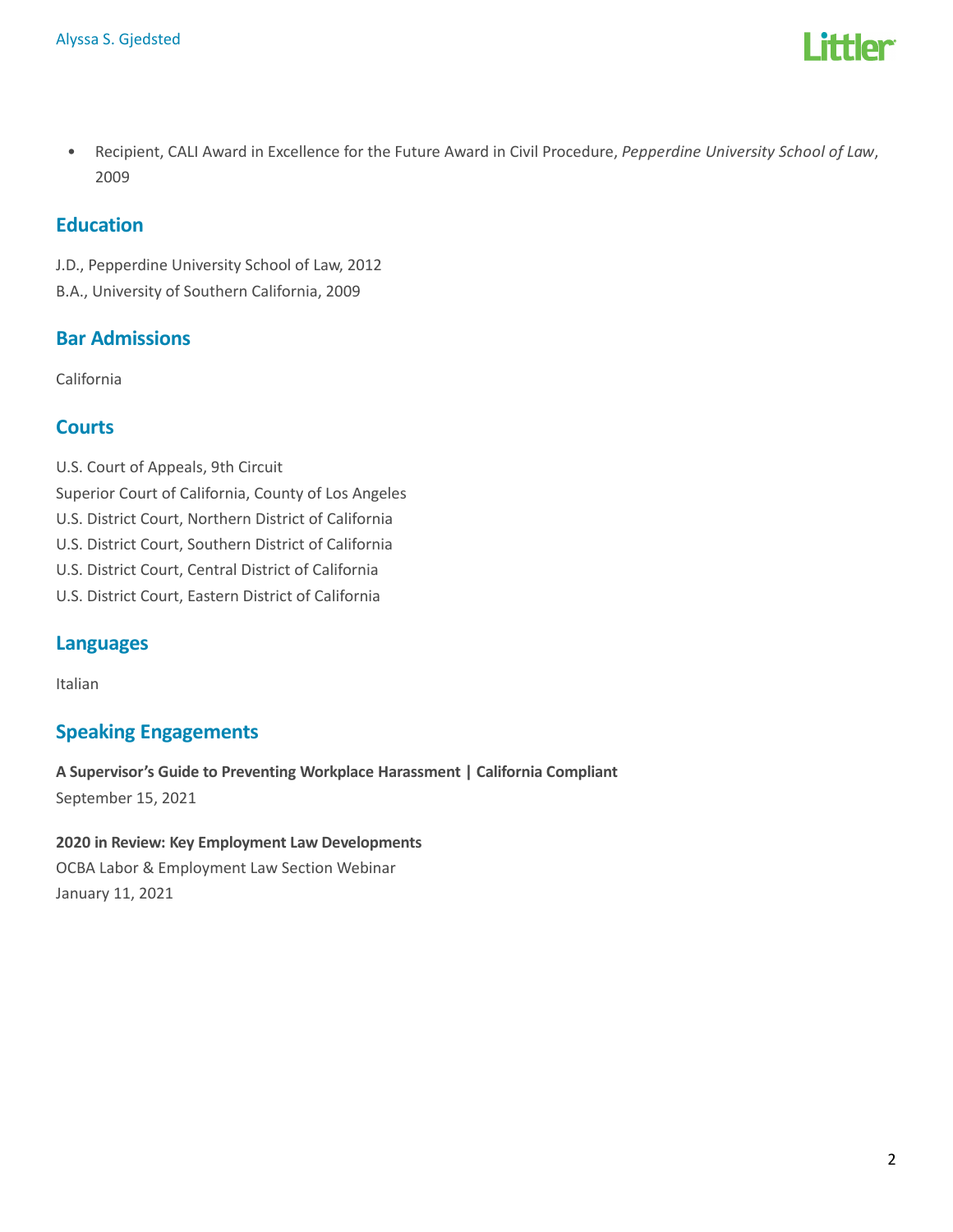- Recipient, CALI Award in Excellence for the Future Award in Civil Procedure, *Pepperdine University School of Law*, 2009

## Education

J.D., Pepperdine University School of Law, 2012
B.A., University of Southern California, 2009

## Bar Admissions

California

## Courts

U.S. Court of Appeals, 9th Circuit
Superior Court of California, County of Los Angeles
U.S. District Court, Northern District of California
U.S. District Court, Southern District of California
U.S. District Court, Central District of California
U.S. District Court, Eastern District of California

## Languages

Italian

## Speaking Engagements

**A Supervisor's Guide to Preventing Workplace Harassment | California Compliant**
September 15, 2021

**2020 in Review: Key Employment Law Developments**
OCBA Labor & Employment Law Section Webinar
January 11, 2021